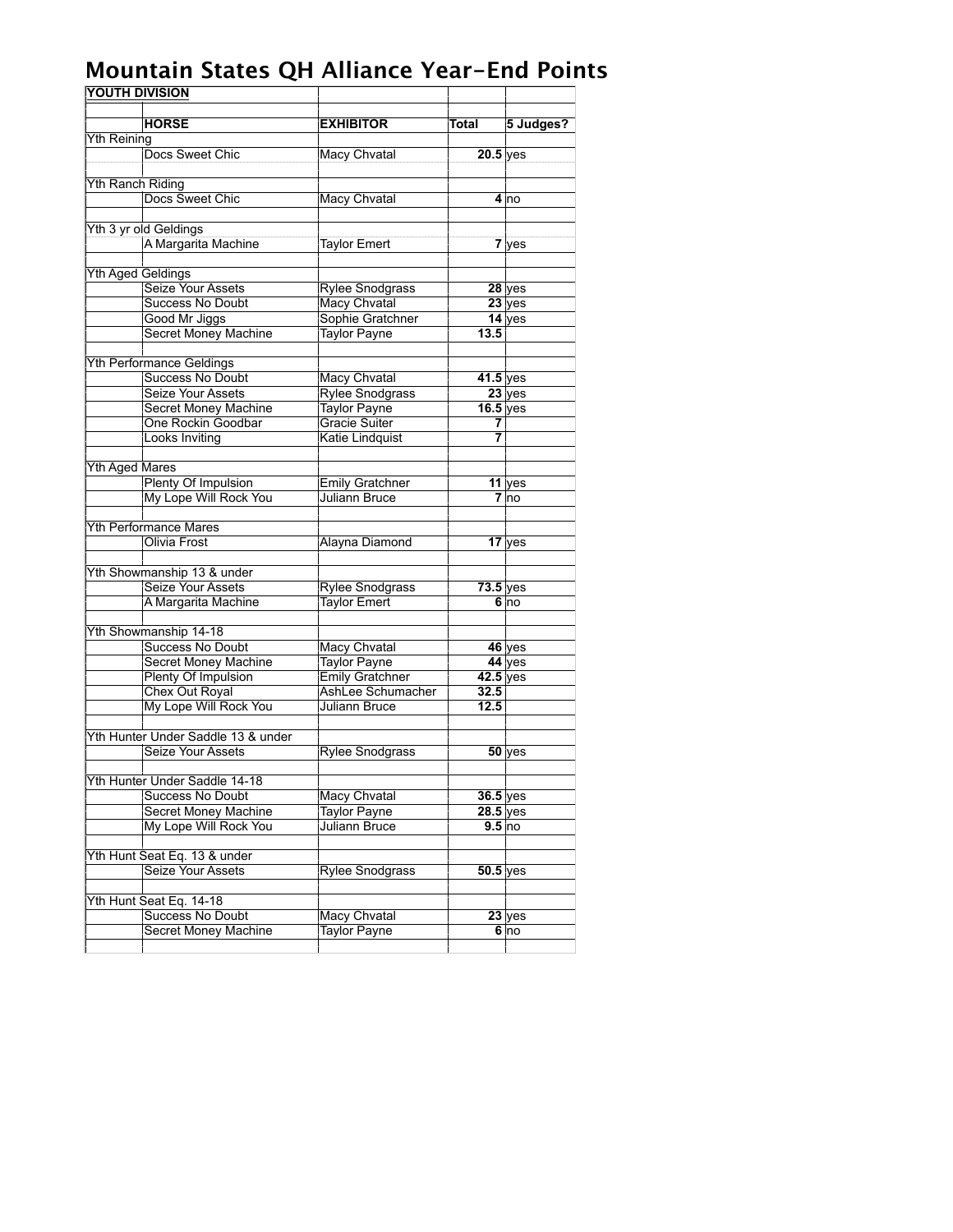# Mountain States QH Alliance Year-End Points

| YOUTH DIVISION | | | | |
|---|---|---|---|---|
| | **HORSE** | **EXHIBITOR** | **Total** | **5 Judges?** |
| Yth Reining | | | | |
| | Docs Sweet Chic | Macy Chvatal | **20.5** | yes |
| Yth Ranch Riding | | | | |
| | Docs Sweet Chic | Macy Chvatal | **4** | no |
| Yth 3 yr old Geldings | | | | |
| | A Margarita Machine | Taylor Emert | **7** | yes |
| Yth Aged Geldings | | | | |
| | Seize Your Assets | Rylee Snodgrass | **28** | yes |
| | Success No Doubt | Macy Chvatal | **23** | yes |
| | Good Mr Jiggs | Sophie Gratchner | **14** | yes |
| | Secret Money Machine | Taylor Payne | **13.5** | |
| Yth Performance Geldings | | | | |
| | Success No Doubt | Macy Chvatal | **41.5** | yes |
| | Seize Your Assets | Rylee Snodgrass | **23** | yes |
| | Secret Money Machine | Taylor Payne | **16.5** | yes |
| | One Rockin Goodbar | Gracie Suiter | **7** | |
| | Looks Inviting | Katie Lindquist | **7** | |
| Yth Aged Mares | | | | |
| | Plenty Of Impulsion | Emily Gratchner | **11** | yes |
| | My Lope Will Rock You | Juliann Bruce | **7** | no |
| Yth Performance Mares | | | | |
| | Olivia Frost | Alayna Diamond | **17** | yes |
| Yth Showmanship 13 & under | | | | |
| | Seize Your Assets | Rylee Snodgrass | **73.5** | yes |
| | A Margarita Machine | Taylor Emert | **6** | no |
| Yth Showmanship 14-18 | | | | |
| | Success No Doubt | Macy Chvatal | **46** | yes |
| | Secret Money Machine | Taylor Payne | **44** | yes |
| | Plenty Of Impulsion | Emily Gratchner | **42.5** | yes |
| | Chex Out Royal | AshLee Schumacher | **32.5** | |
| | My Lope Will Rock You | Juliann Bruce | **12.5** | |
| Yth Hunter Under Saddle 13 & under | | | | |
| | Seize Your Assets | Rylee Snodgrass | **50** | yes |
| Yth Hunter Under Saddle 14-18 | | | | |
| | Success No Doubt | Macy Chvatal | **36.5** | yes |
| | Secret Money Machine | Taylor Payne | **28.5** | yes |
| | My Lope Will Rock You | Juliann Bruce | **9.5** | no |
| Yth Hunt Seat Eq. 13 & under | | | | |
| | Seize Your Assets | Rylee Snodgrass | **50.5** | yes |
| Yth Hunt Seat Eq. 14-18 | | | | |
| | Success No Doubt | Macy Chvatal | **23** | yes |
| | Secret Money Machine | Taylor Payne | **6** | no |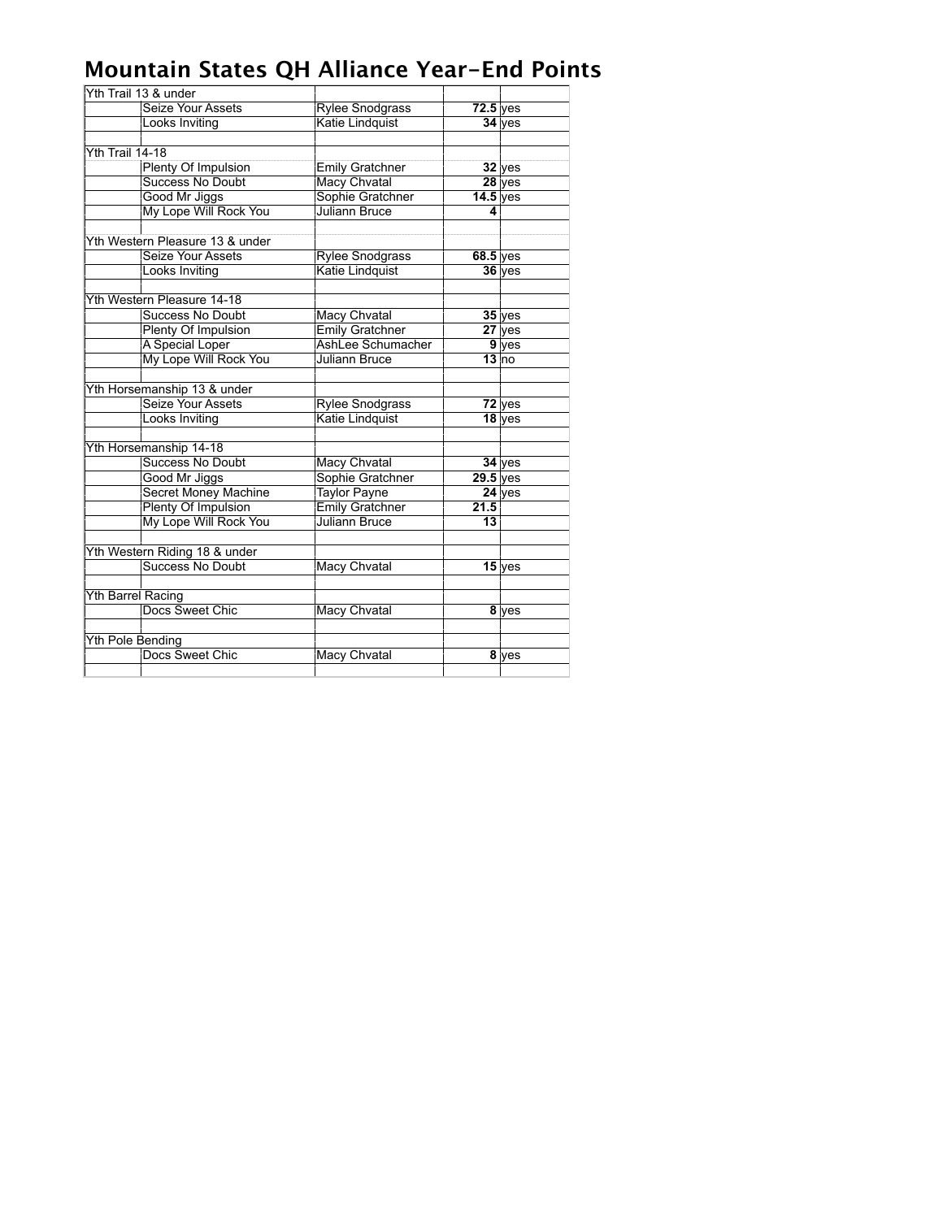# Mountain States QH Alliance Year-End Points

| | | | | |
|---|---|---|---|---|
| Yth Trail 13 & under | | | | |
| | Seize Your Assets | Rylee Snodgrass | **72.5** | yes |
| | Looks Inviting | Katie Lindquist | **34** | yes |
| | | | | |
| Yth Trail 14-18 | | | | |
| | Plenty Of Impulsion | Emily Gratchner | **32** | yes |
| | Success No Doubt | Macy Chvatal | **28** | yes |
| | Good Mr Jiggs | Sophie Gratchner | **14.5** | yes |
| | My Lope Will Rock You | Juliann Bruce | **4** | |
| | | | | |
| Yth Western Pleasure 13 & under | | | | |
| | Seize Your Assets | Rylee Snodgrass | **68.5** | yes |
| | Looks Inviting | Katie Lindquist | **36** | yes |
| | | | | |
| Yth Western Pleasure 14-18 | | | | |
| | Success No Doubt | Macy Chvatal | **35** | yes |
| | Plenty Of Impulsion | Emily Gratchner | **27** | yes |
| | A Special Loper | AshLee Schumacher | **9** | yes |
| | My Lope Will Rock You | Juliann Bruce | **13** | no |
| | | | | |
| Yth Horsemanship 13 & under | | | | |
| | Seize Your Assets | Rylee Snodgrass | **72** | yes |
| | Looks Inviting | Katie Lindquist | **18** | yes |
| | | | | |
| Yth Horsemanship 14-18 | | | | |
| | Success No Doubt | Macy Chvatal | **34** | yes |
| | Good Mr Jiggs | Sophie Gratchner | **29.5** | yes |
| | Secret Money Machine | Taylor Payne | **24** | yes |
| | Plenty Of Impulsion | Emily Gratchner | **21.5** | |
| | My Lope Will Rock You | Juliann Bruce | **13** | |
| | | | | |
| Yth Western Riding 18 & under | | | | |
| | Success No Doubt | Macy Chvatal | **15** | yes |
| | | | | |
| Yth Barrel Racing | | | | |
| | Docs Sweet Chic | Macy Chvatal | **8** | yes |
| | | | | |
| Yth Pole Bending | | | | |
| | Docs Sweet Chic | Macy Chvatal | **8** | yes |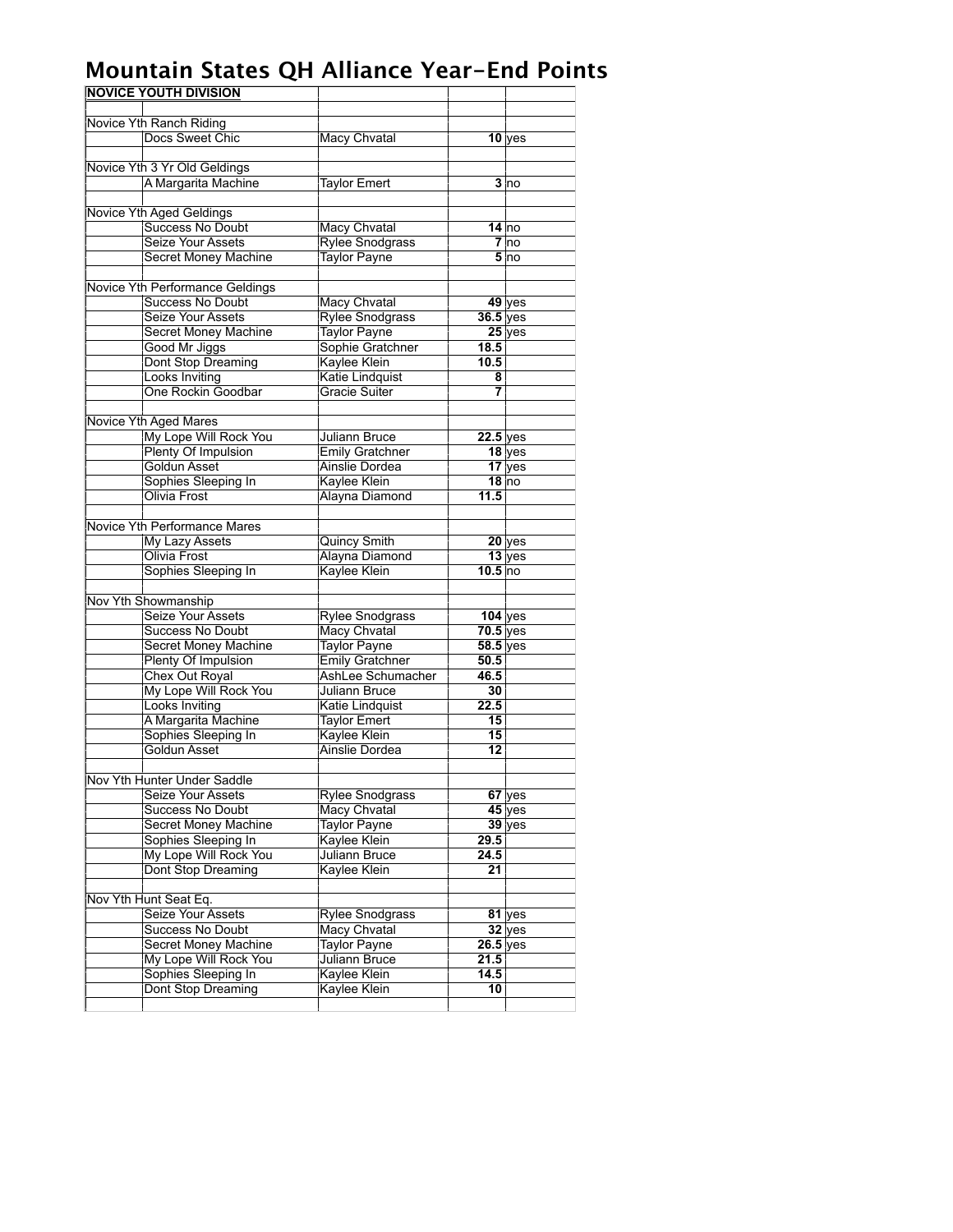# Mountain States QH Alliance Year-End Points

| NOVICE YOUTH DIVISION | | | | |
|---|---|---|---|---|
| | | | | |
| Novice Yth Ranch Riding | | | | |
| | Docs Sweet Chic | Macy Chvatal | 10 | yes |
| | | | | |
| Novice Yth 3 Yr Old Geldings | | | | |
| | A Margarita Machine | Taylor Emert | 3 | no |
| | | | | |
| Novice Yth Aged Geldings | | | | |
| | Success No Doubt | Macy Chvatal | 14 | no |
| | Seize Your Assets | Rylee Snodgrass | 7 | no |
| | Secret Money Machine | Taylor Payne | 5 | no |
| | | | | |
| Novice Yth Performance Geldings | | | | |
| | Success No Doubt | Macy Chvatal | 49 | yes |
| | Seize Your Assets | Rylee Snodgrass | 36.5 | yes |
| | Secret Money Machine | Taylor Payne | 25 | yes |
| | Good Mr Jiggs | Sophie Gratchner | 18.5 | |
| | Dont Stop Dreaming | Kaylee Klein | 10.5 | |
| | Looks Inviting | Katie Lindquist | 8 | |
| | One Rockin Goodbar | Gracie Suiter | 7 | |
| | | | | |
| Novice Yth Aged Mares | | | | |
| | My Lope Will Rock You | Juliann Bruce | 22.5 | yes |
| | Plenty Of Impulsion | Emily Gratchner | 18 | yes |
| | Goldun Asset | Ainslie Dordea | 17 | yes |
| | Sophies Sleeping In | Kaylee Klein | 18 | no |
| | Olivia Frost | Alayna Diamond | 11.5 | |
| | | | | |
| Novice Yth Performance Mares | | | | |
| | My Lazy Assets | Quincy Smith | 20 | yes |
| | Olivia Frost | Alayna Diamond | 13 | yes |
| | Sophies Sleeping In | Kaylee Klein | 10.5 | no |
| | | | | |
| Nov Yth Showmanship | | | | |
| | Seize Your Assets | Rylee Snodgrass | 104 | yes |
| | Success No Doubt | Macy Chvatal | 70.5 | yes |
| | Secret Money Machine | Taylor Payne | 58.5 | yes |
| | Plenty Of Impulsion | Emily Gratchner | 50.5 | |
| | Chex Out Royal | AshLee Schumacher | 46.5 | |
| | My Lope Will Rock You | Juliann Bruce | 30 | |
| | Looks Inviting | Katie Lindquist | 22.5 | |
| | A Margarita Machine | Taylor Emert | 15 | |
| | Sophies Sleeping In | Kaylee Klein | 15 | |
| | Goldun Asset | Ainslie Dordea | 12 | |
| | | | | |
| Nov Yth Hunter Under Saddle | | | | |
| | Seize Your Assets | Rylee Snodgrass | 67 | yes |
| | Success No Doubt | Macy Chvatal | 45 | yes |
| | Secret Money Machine | Taylor Payne | 39 | yes |
| | Sophies Sleeping In | Kaylee Klein | 29.5 | |
| | My Lope Will Rock You | Juliann Bruce | 24.5 | |
| | Dont Stop Dreaming | Kaylee Klein | 21 | |
| | | | | |
| Nov Yth Hunt Seat Eq. | | | | |
| | Seize Your Assets | Rylee Snodgrass | 81 | yes |
| | Success No Doubt | Macy Chvatal | 32 | yes |
| | Secret Money Machine | Taylor Payne | 26.5 | yes |
| | My Lope Will Rock You | Juliann Bruce | 21.5 | |
| | Sophies Sleeping In | Kaylee Klein | 14.5 | |
| | Dont Stop Dreaming | Kaylee Klein | 10 | |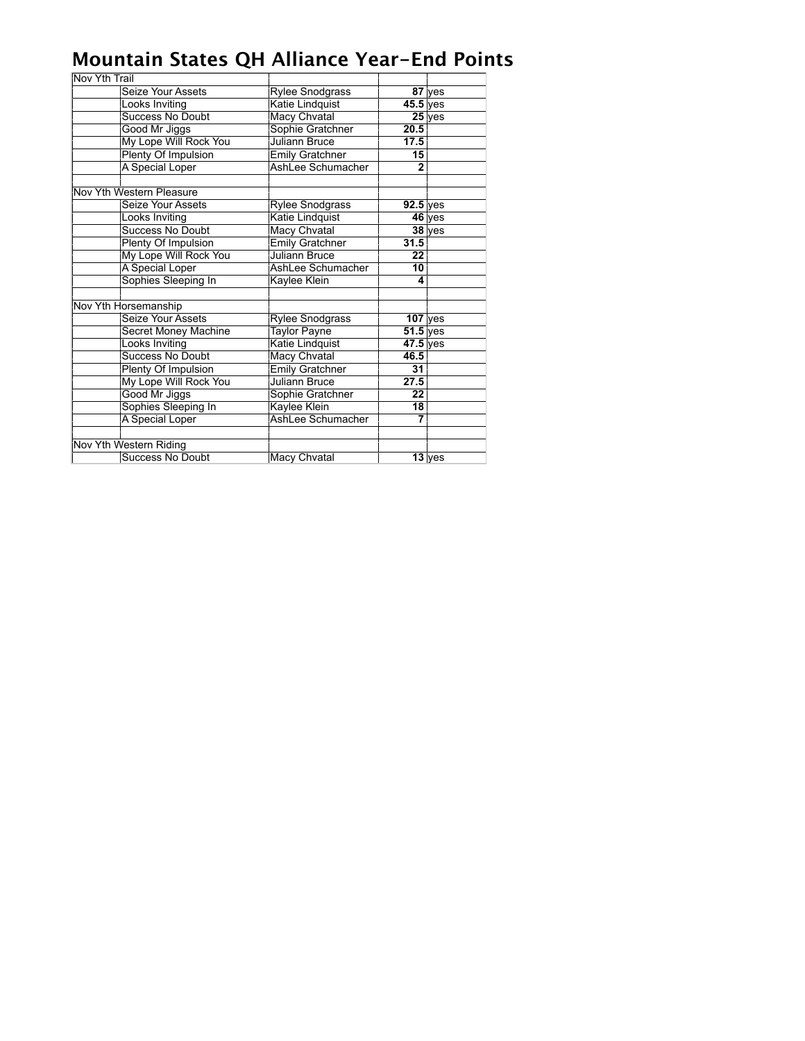# Mountain States QH Alliance Year-End Points

| | | | | |
|---|---|---|---|---|
| Nov Yth Trail | | | | |
| | Seize Your Assets | Rylee Snodgrass | **87** | yes |
| | Looks Inviting | Katie Lindquist | **45.5** | yes |
| | Success No Doubt | Macy Chvatal | **25** | yes |
| | Good Mr Jiggs | Sophie Gratchner | **20.5** | |
| | My Lope Will Rock You | Juliann Bruce | **17.5** | |
| | Plenty Of Impulsion | Emily Gratchner | **15** | |
| | A Special Loper | AshLee Schumacher | **2** | |
| | | | | |
| Nov Yth Western Pleasure | | | | |
| | Seize Your Assets | Rylee Snodgrass | **92.5** | yes |
| | Looks Inviting | Katie Lindquist | **46** | yes |
| | Success No Doubt | Macy Chvatal | **38** | yes |
| | Plenty Of Impulsion | Emily Gratchner | **31.5** | |
| | My Lope Will Rock You | Juliann Bruce | **22** | |
| | A Special Loper | AshLee Schumacher | **10** | |
| | Sophies Sleeping In | Kaylee Klein | **4** | |
| | | | | |
| Nov Yth Horsemanship | | | | |
| | Seize Your Assets | Rylee Snodgrass | **107** | yes |
| | Secret Money Machine | Taylor Payne | **51.5** | yes |
| | Looks Inviting | Katie Lindquist | **47.5** | yes |
| | Success No Doubt | Macy Chvatal | **46.5** | |
| | Plenty Of Impulsion | Emily Gratchner | **31** | |
| | My Lope Will Rock You | Juliann Bruce | **27.5** | |
| | Good Mr Jiggs | Sophie Gratchner | **22** | |
| | Sophies Sleeping In | Kaylee Klein | **18** | |
| | A Special Loper | AshLee Schumacher | **7** | |
| | | | | |
| Nov Yth Western Riding | | | | |
| | Success No Doubt | Macy Chvatal | **13** | yes |